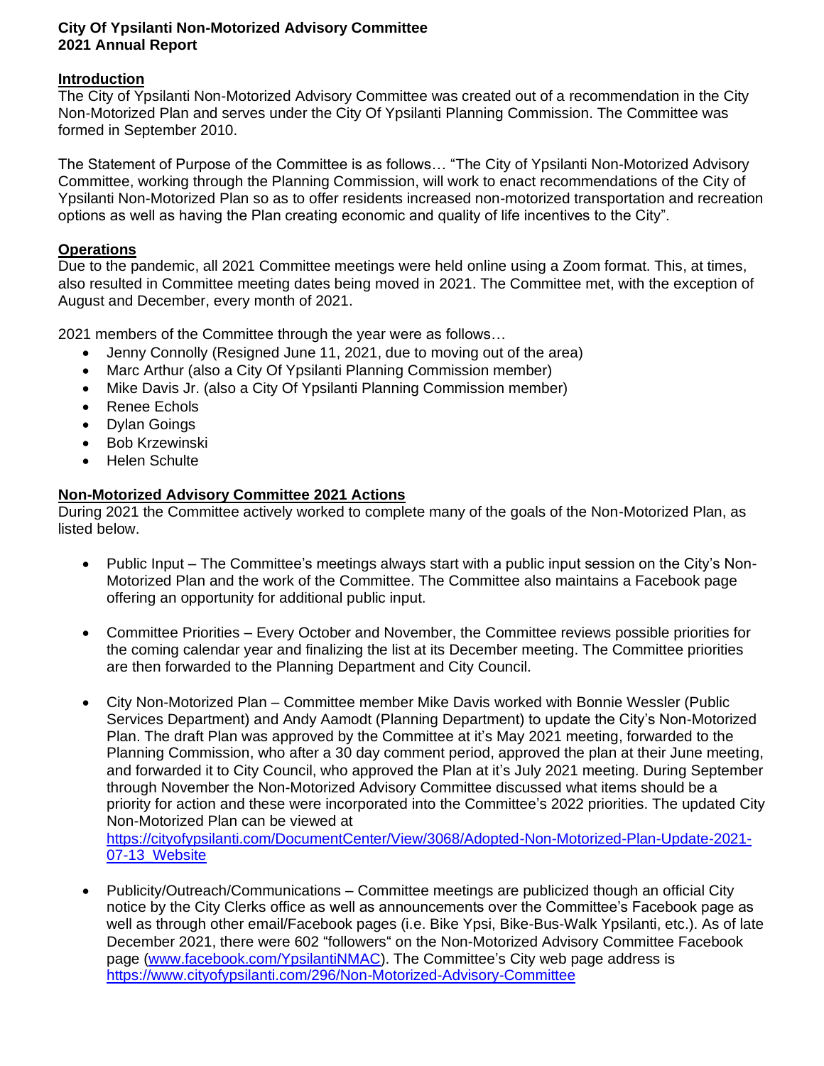**City Of Ypsilanti Non-Motorized Advisory Committee**
**2021 Annual Report**

## Introduction

The City of Ypsilanti Non-Motorized Advisory Committee was created out of a recommendation in the City Non-Motorized Plan and serves under the City Of Ypsilanti Planning Commission. The Committee was formed in September 2010.

The Statement of Purpose of the Committee is as follows… "The City of Ypsilanti Non-Motorized Advisory Committee, working through the Planning Commission, will work to enact recommendations of the City of Ypsilanti Non-Motorized Plan so as to offer residents increased non-motorized transportation and recreation options as well as having the Plan creating economic and quality of life incentives to the City".

## Operations

Due to the pandemic, all 2021 Committee meetings were held online using a Zoom format. This, at times, also resulted in Committee meeting dates being moved in 2021. The Committee met, with the exception of August and December, every month of 2021.

2021 members of the Committee through the year were as follows…

- Jenny Connolly (Resigned June 11, 2021, due to moving out of the area)
- Marc Arthur (also a City Of Ypsilanti Planning Commission member)
- Mike Davis Jr. (also a City Of Ypsilanti Planning Commission member)
- Renee Echols
- Dylan Goings
- Bob Krzewinski
- Helen Schulte

## Non-Motorized Advisory Committee 2021 Actions

During 2021 the Committee actively worked to complete many of the goals of the Non-Motorized Plan, as listed below.

- Public Input – The Committee's meetings always start with a public input session on the City's Non-Motorized Plan and the work of the Committee. The Committee also maintains a Facebook page offering an opportunity for additional public input.

- Committee Priorities – Every October and November, the Committee reviews possible priorities for the coming calendar year and finalizing the list at its December meeting. The Committee priorities are then forwarded to the Planning Department and City Council.

- City Non-Motorized Plan – Committee member Mike Davis worked with Bonnie Wessler (Public Services Department) and Andy Aamodt (Planning Department) to update the City's Non-Motorized Plan. The draft Plan was approved by the Committee at it's May 2021 meeting, forwarded to the Planning Commission, who after a 30 day comment period, approved the plan at their June meeting, and forwarded it to City Council, who approved the Plan at it's July 2021 meeting. During September through November the Non-Motorized Advisory Committee discussed what items should be a priority for action and these were incorporated into the Committee's 2022 priorities. The updated City Non-Motorized Plan can be viewed at https://cityofypsilanti.com/DocumentCenter/View/3068/Adopted-Non-Motorized-Plan-Update-2021-07-13_Website

- Publicity/Outreach/Communications – Committee meetings are publicized though an official City notice by the City Clerks office as well as announcements over the Committee's Facebook page as well as through other email/Facebook pages (i.e. Bike Ypsi, Bike-Bus-Walk Ypsilanti, etc.). As of late December 2021, there were 602 "followers" on the Non-Motorized Advisory Committee Facebook page (www.facebook.com/YpsilantiNMAC). The Committee's City web page address is https://www.cityofypsilanti.com/296/Non-Motorized-Advisory-Committee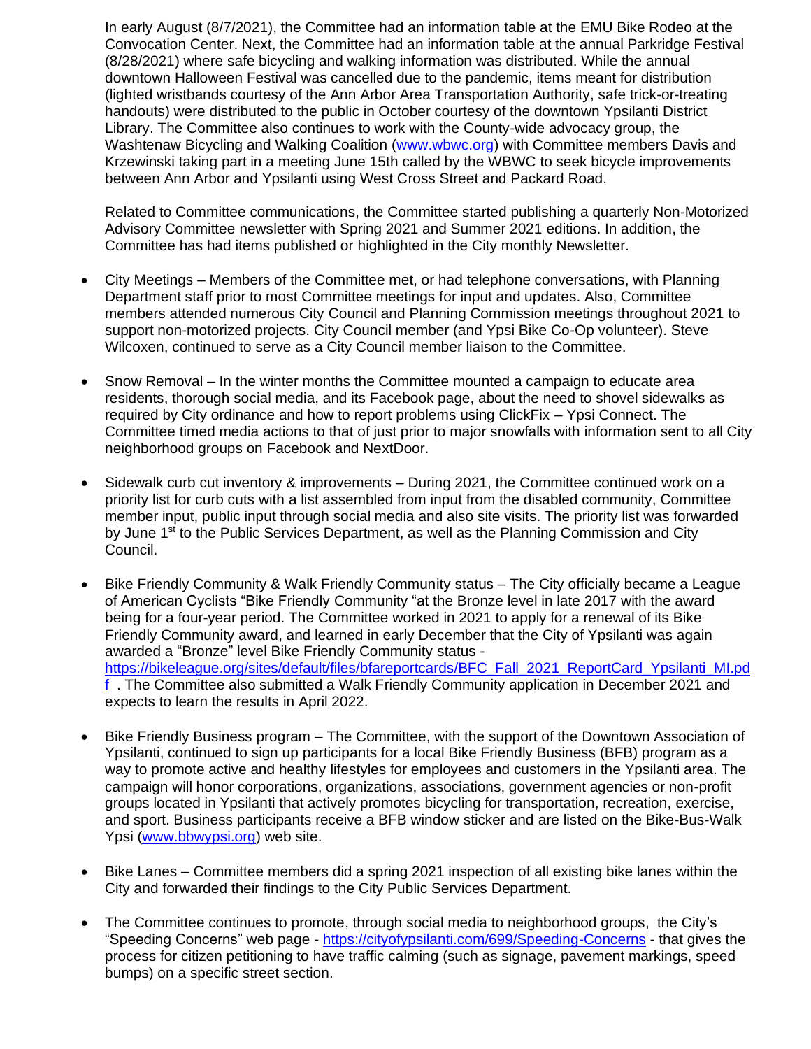In early August (8/7/2021), the Committee had an information table at the EMU Bike Rodeo at the Convocation Center. Next, the Committee had an information table at the annual Parkridge Festival (8/28/2021) where safe bicycling and walking information was distributed. While the annual downtown Halloween Festival was cancelled due to the pandemic, items meant for distribution (lighted wristbands courtesy of the Ann Arbor Area Transportation Authority, safe trick-or-treating handouts) were distributed to the public in October courtesy of the downtown Ypsilanti District Library. The Committee also continues to work with the County-wide advocacy group, the Washtenaw Bicycling and Walking Coalition (www.wbwc.org) with Committee members Davis and Krzewinski taking part in a meeting June 15th called by the WBWC to seek bicycle improvements between Ann Arbor and Ypsilanti using West Cross Street and Packard Road.

Related to Committee communications, the Committee started publishing a quarterly Non-Motorized Advisory Committee newsletter with Spring 2021 and Summer 2021 editions. In addition, the Committee has had items published or highlighted in the City monthly Newsletter.

- City Meetings – Members of the Committee met, or had telephone conversations, with Planning Department staff prior to most Committee meetings for input and updates. Also, Committee members attended numerous City Council and Planning Commission meetings throughout 2021 to support non-motorized projects. City Council member (and Ypsi Bike Co-Op volunteer). Steve Wilcoxen, continued to serve as a City Council member liaison to the Committee.

- Snow Removal – In the winter months the Committee mounted a campaign to educate area residents, thorough social media, and its Facebook page, about the need to shovel sidewalks as required by City ordinance and how to report problems using ClickFix – Ypsi Connect. The Committee timed media actions to that of just prior to major snowfalls with information sent to all City neighborhood groups on Facebook and NextDoor.

- Sidewalk curb cut inventory & improvements – During 2021, the Committee continued work on a priority list for curb cuts with a list assembled from input from the disabled community, Committee member input, public input through social media and also site visits. The priority list was forwarded by June 1st to the Public Services Department, as well as the Planning Commission and City Council.

- Bike Friendly Community & Walk Friendly Community status – The City officially became a League of American Cyclists "Bike Friendly Community "at the Bronze level in late 2017 with the award being for a four-year period. The Committee worked in 2021 to apply for a renewal of its Bike Friendly Community award, and learned in early December that the City of Ypsilanti was again awarded a "Bronze" level Bike Friendly Community status - https://bikeleague.org/sites/default/files/bfareportcards/BFC_Fall_2021_ReportCard_Ypsilanti_MI.pdf . The Committee also submitted a Walk Friendly Community application in December 2021 and expects to learn the results in April 2022.

- Bike Friendly Business program – The Committee, with the support of the Downtown Association of Ypsilanti, continued to sign up participants for a local Bike Friendly Business (BFB) program as a way to promote active and healthy lifestyles for employees and customers in the Ypsilanti area. The campaign will honor corporations, organizations, associations, government agencies or non-profit groups located in Ypsilanti that actively promotes bicycling for transportation, recreation, exercise, and sport. Business participants receive a BFB window sticker and are listed on the Bike-Bus-Walk Ypsi (www.bbwypsi.org) web site.

- Bike Lanes – Committee members did a spring 2021 inspection of all existing bike lanes within the City and forwarded their findings to the City Public Services Department.

- The Committee continues to promote, through social media to neighborhood groups, the City's "Speeding Concerns" web page - https://cityofypsilanti.com/699/Speeding-Concerns - that gives the process for citizen petitioning to have traffic calming (such as signage, pavement markings, speed bumps) on a specific street section.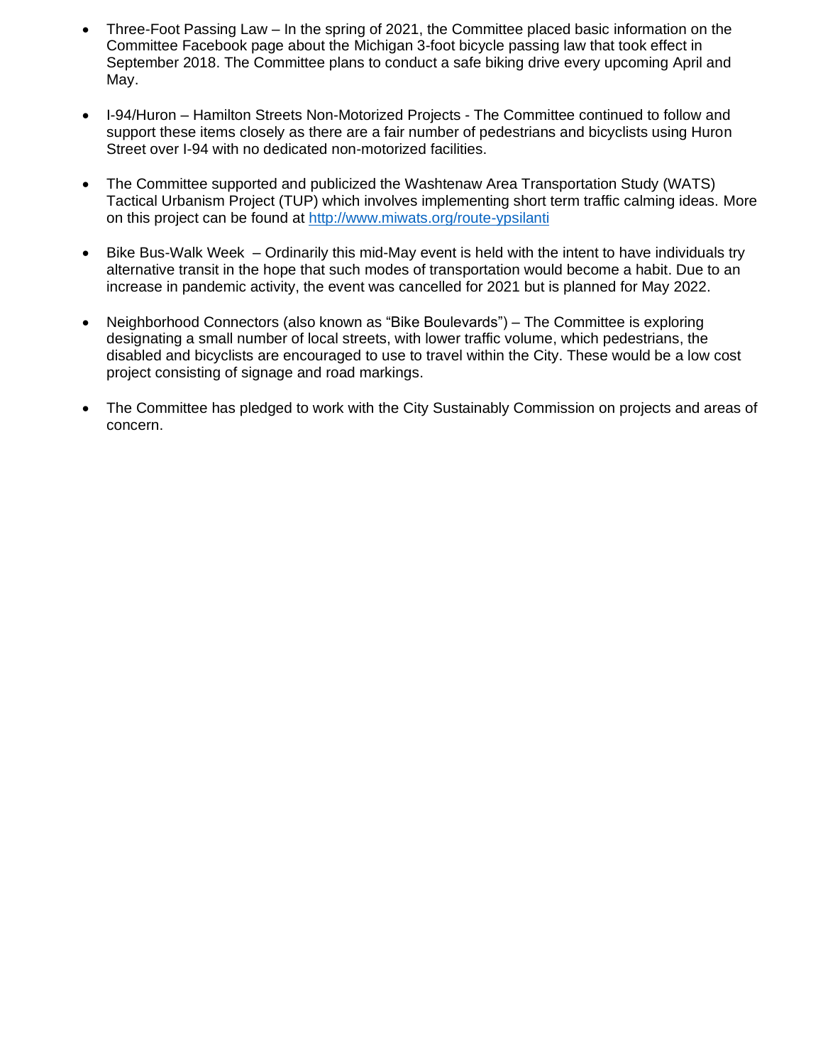- Three-Foot Passing Law – In the spring of 2021, the Committee placed basic information on the Committee Facebook page about the Michigan 3-foot bicycle passing law that took effect in September 2018. The Committee plans to conduct a safe biking drive every upcoming April and May.

- I-94/Huron – Hamilton Streets Non-Motorized Projects - The Committee continued to follow and support these items closely as there are a fair number of pedestrians and bicyclists using Huron Street over I-94 with no dedicated non-motorized facilities.

- The Committee supported and publicized the Washtenaw Area Transportation Study (WATS) Tactical Urbanism Project (TUP) which involves implementing short term traffic calming ideas. More on this project can be found at [http://www.miwats.org/route-ypsilanti](http://www.miwats.org/route-ypsilanti)

- Bike Bus-Walk Week – Ordinarily this mid-May event is held with the intent to have individuals try alternative transit in the hope that such modes of transportation would become a habit. Due to an increase in pandemic activity, the event was cancelled for 2021 but is planned for May 2022.

- Neighborhood Connectors (also known as "Bike Boulevards") – The Committee is exploring designating a small number of local streets, with lower traffic volume, which pedestrians, the disabled and bicyclists are encouraged to use to travel within the City. These would be a low cost project consisting of signage and road markings.

- The Committee has pledged to work with the City Sustainably Commission on projects and areas of concern.